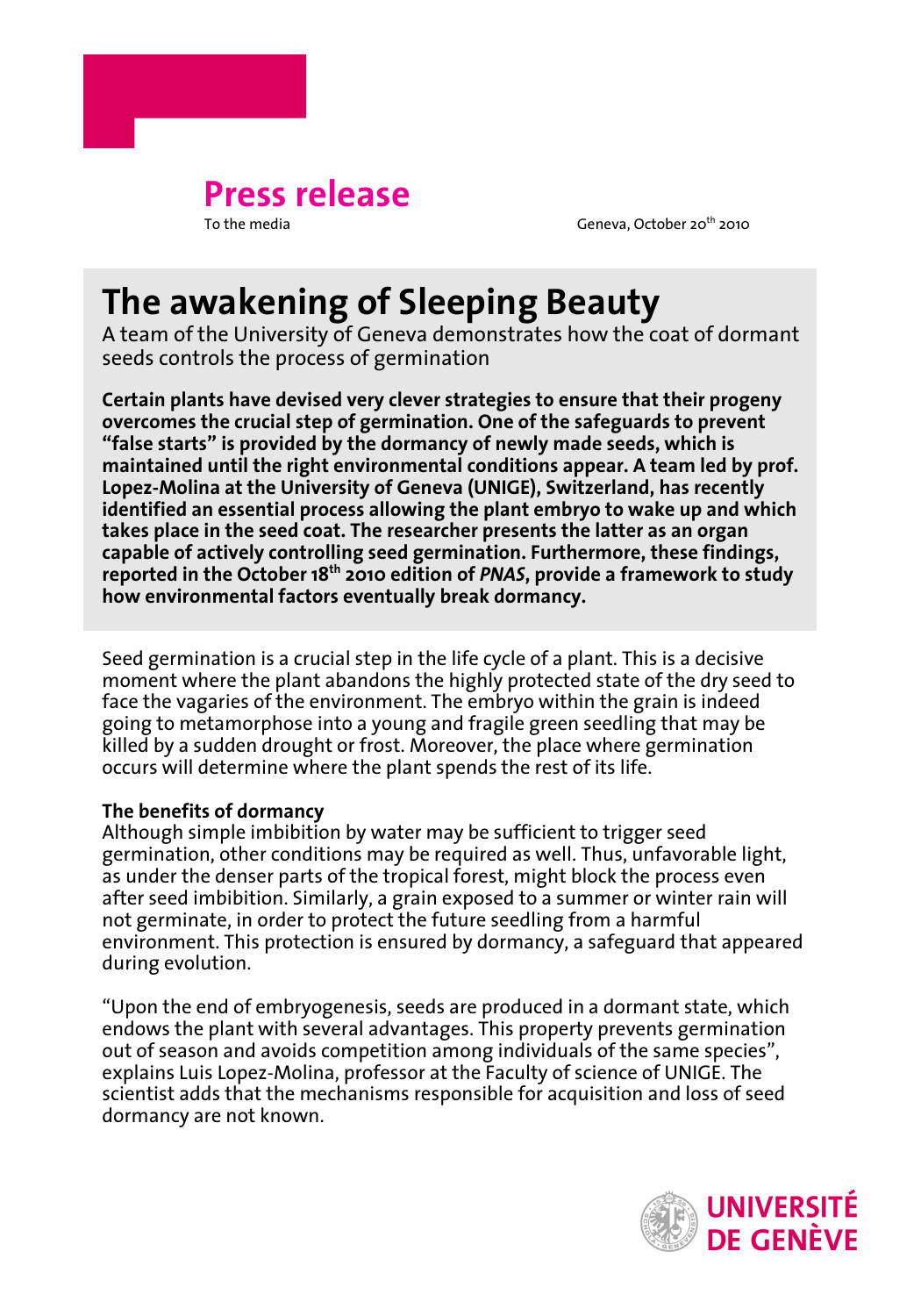# Press release

To the media

Geneva, October 20th 2010

# The awakening of Sleeping Beauty

A team of the University of Geneva demonstrates how the coat of dormant seeds controls the process of germination

**Certain plants have devised very clever strategies to ensure that their progeny overcomes the crucial step of germination. One of the safeguards to prevent "false starts" is provided by the dormancy of newly made seeds, which is maintained until the right environmental conditions appear. A team led by prof. Lopez-Molina at the University of Geneva (UNIGE), Switzerland, has recently identified an essential process allowing the plant embryo to wake up and which takes place in the seed coat. The researcher presents the latter as an organ capable of actively controlling seed germination. Furthermore, these findings, reported in the October 18th 2010 edition of *PNAS*, provide a framework to study how environmental factors eventually break dormancy.**

Seed germination is a crucial step in the life cycle of a plant. This is a decisive moment where the plant abandons the highly protected state of the dry seed to face the vagaries of the environment. The embryo within the grain is indeed going to metamorphose into a young and fragile green seedling that may be killed by a sudden drought or frost. Moreover, the place where germination occurs will determine where the plant spends the rest of its life.

**The benefits of dormancy**

Although simple imbibition by water may be sufficient to trigger seed germination, other conditions may be required as well. Thus, unfavorable light, as under the denser parts of the tropical forest, might block the process even after seed imbibition. Similarly, a grain exposed to a summer or winter rain will not germinate, in order to protect the future seedling from a harmful environment. This protection is ensured by dormancy, a safeguard that appeared during evolution.

"Upon the end of embryogenesis, seeds are produced in a dormant state, which endows the plant with several advantages. This property prevents germination out of season and avoids competition among individuals of the same species", explains Luis Lopez-Molina, professor at the Faculty of science of UNIGE. The scientist adds that the mechanisms responsible for acquisition and loss of seed dormancy are not known.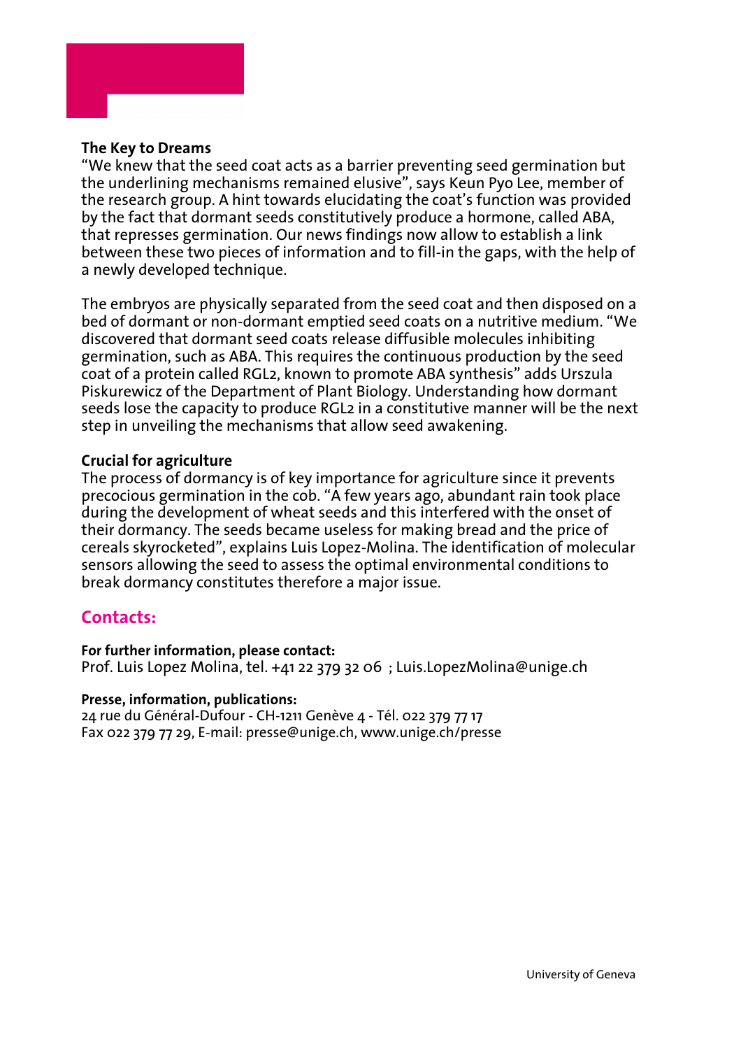### The Key to Dreams

"We knew that the seed coat acts as a barrier preventing seed germination but the underlining mechanisms remained elusive", says Keun Pyo Lee, member of the research group. A hint towards elucidating the coat's function was provided by the fact that dormant seeds constitutively produce a hormone, called ABA, that represses germination. Our news findings now allow to establish a link between these two pieces of information and to fill-in the gaps, with the help of a newly developed technique.

The embryos are physically separated from the seed coat and then disposed on a bed of dormant or non-dormant emptied seed coats on a nutritive medium. "We discovered that dormant seed coats release diffusible molecules inhibiting germination, such as ABA. This requires the continuous production by the seed coat of a protein called RGL2, known to promote ABA synthesis" adds Urszula Piskurewicz of the Department of Plant Biology. Understanding how dormant seeds lose the capacity to produce RGL2 in a constitutive manner will be the next step in unveiling the mechanisms that allow seed awakening.

### Crucial for agriculture

The process of dormancy is of key importance for agriculture since it prevents precocious germination in the cob. "A few years ago, abundant rain took place during the development of wheat seeds and this interfered with the onset of their dormancy. The seeds became useless for making bread and the price of cereals skyrocketed", explains Luis Lopez-Molina. The identification of molecular sensors allowing the seed to assess the optimal environmental conditions to break dormancy constitutes therefore a major issue.

## Contacts:

**For further information, please contact:**
Prof. Luis Lopez Molina, tel. +41 22 379 32 06 ; Luis.LopezMolina@unige.ch

**Presse, information, publications:**
24 rue du Général-Dufour - CH-1211 Genève 4 - Tél. 022 379 77 17
Fax 022 379 77 29, E-mail: presse@unige.ch, www.unige.ch/presse